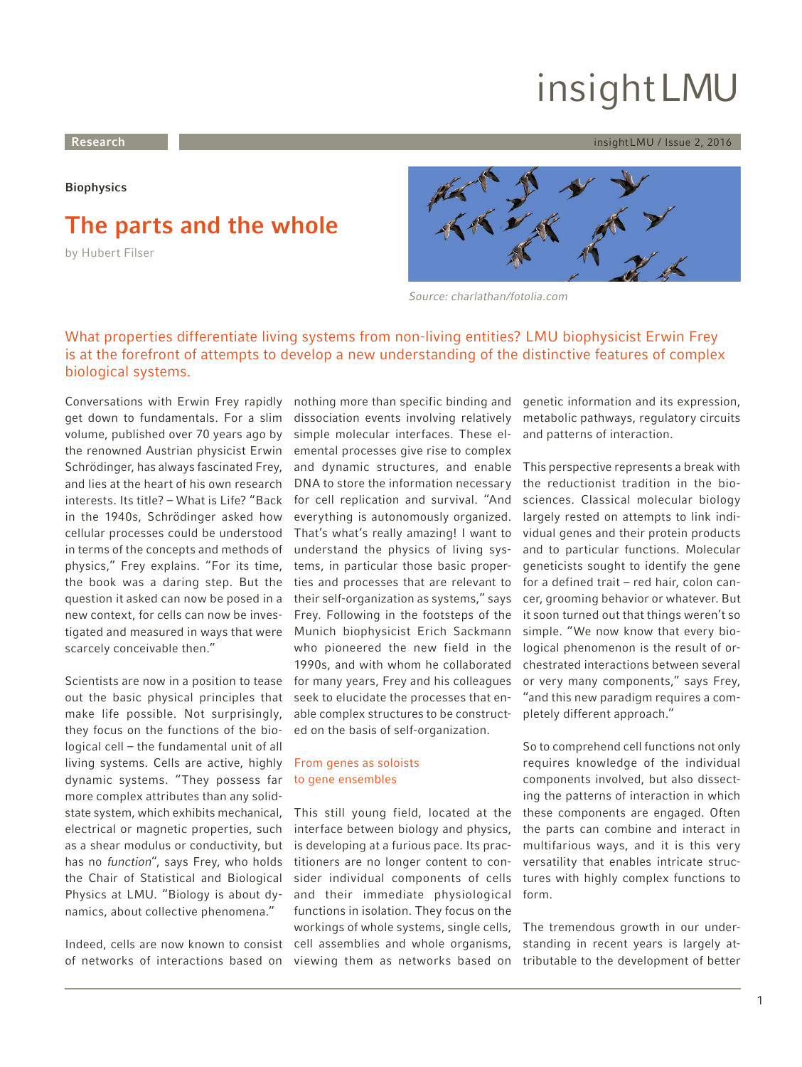Biophysics

# The parts and the whole

by Hubert Filser

Source: charlathan/fotolia.com

What properties differentiate living systems from non-living entities? LMU biophysicist Erwin Frey is at the forefront of attempts to develop a new understanding of the distinctive features of complex biological systems.

Conversations with Erwin Frey rapidly get down to fundamentals. For a slim volume, published over 70 years ago by the renowned Austrian physicist Erwin Schrödinger, has always fascinated Frey, and lies at the heart of his own research interests. Its title? – What is Life? "Back in the 1940s, Schrödinger asked how cellular processes could be understood in terms of the concepts and methods of physics," Frey explains. "For its time, the book was a daring step. But the question it asked can now be posed in a new context, for cells can now be investigated and measured in ways that were scarcely conceivable then."

Scientists are now in a position to tease out the basic physical principles that make life possible. Not surprisingly, they focus on the functions of the biological cell – the fundamental unit of all living systems. Cells are active, highly dynamic systems. "They possess far more complex attributes than any solid-state system, which exhibits mechanical, electrical or magnetic properties, such as a shear modulus or conductivity, but has no *function*", says Frey, who holds the Chair of Statistical and Biological Physics at LMU. "Biology is about dynamics, about collective phenomena."

Indeed, cells are now known to consist of networks of interactions based on nothing more than specific binding and dissociation events involving relatively simple molecular interfaces. These elemental processes give rise to complex and dynamic structures, and enable DNA to store the information necessary for cell replication and survival. "And everything is autonomously organized. That's what's really amazing! I want to understand the physics of living systems, in particular those basic properties and processes that are relevant to their self-organization as systems," says Frey. Following in the footsteps of the Munich biophysicist Erich Sackmann who pioneered the new field in the 1990s, and with whom he collaborated for many years, Frey and his colleagues seek to elucidate the processes that enable complex structures to be constructed on the basis of self-organization.

## From genes as soloists to gene ensembles

This still young field, located at the interface between biology and physics, is developing at a furious pace. Its practitioners are no longer content to consider individual components of cells and their immediate physiological functions in isolation. They focus on the workings of whole systems, single cells, cell assemblies and whole organisms, viewing them as networks based on genetic information and its expression, metabolic pathways, regulatory circuits and patterns of interaction.

This perspective represents a break with the reductionist tradition in the biosciences. Classical molecular biology largely rested on attempts to link individual genes and their protein products and to particular functions. Molecular geneticists sought to identify the gene for a defined trait – red hair, colon cancer, grooming behavior or whatever. But it soon turned out that things weren't so simple. "We now know that every biological phenomenon is the result of orchestrated interactions between several or very many components," says Frey, "and this new paradigm requires a completely different approach."

So to comprehend cell functions not only requires knowledge of the individual components involved, but also dissecting the patterns of interaction in which these components are engaged. Often the parts can combine and interact in multifarious ways, and it is this very versatility that enables intricate structures with highly complex functions to form.

The tremendous growth in our understanding in recent years is largely attributable to the development of better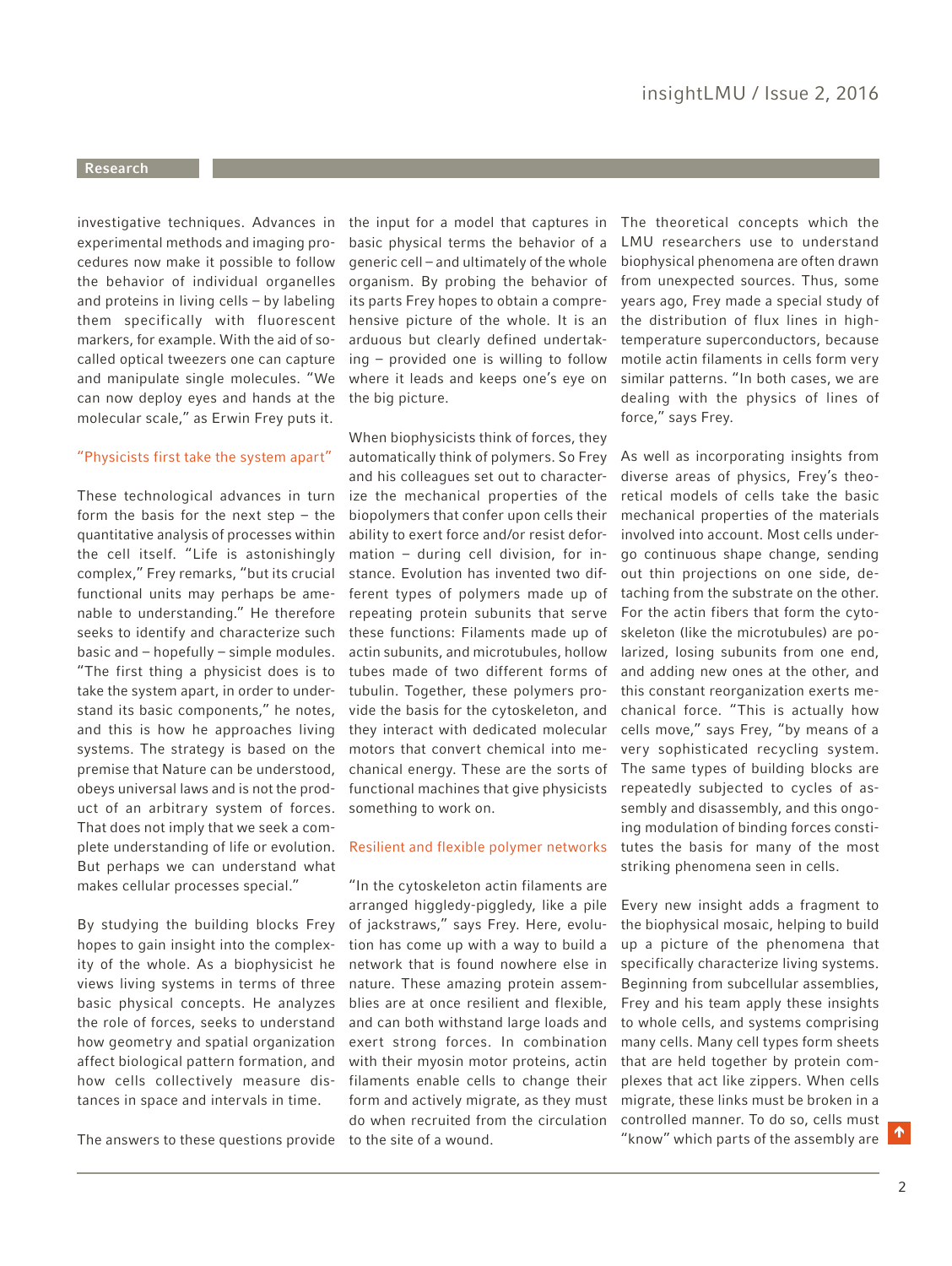investigative techniques. Advances in experimental methods and imaging procedures now make it possible to follow the behavior of individual organelles and proteins in living cells – by labeling them specifically with fluorescent markers, for example. With the aid of so-called optical tweezers one can capture and manipulate single molecules. "We can now deploy eyes and hands at the molecular scale," as Erwin Frey puts it.

### "Physicists first take the system apart"

These technological advances in turn form the basis for the next step – the quantitative analysis of processes within the cell itself. "Life is astonishingly complex," Frey remarks, "but its crucial functional units may perhaps be amenable to understanding." He therefore seeks to identify and characterize such basic and – hopefully – simple modules. "The first thing a physicist does is to take the system apart, in order to understand its basic components," he notes, and this is how he approaches living systems. The strategy is based on the premise that Nature can be understood, obeys universal laws and is not the product of an arbitrary system of forces. That does not imply that we seek a complete understanding of life or evolution. But perhaps we can understand what makes cellular processes special."

By studying the building blocks Frey hopes to gain insight into the complexity of the whole. As a biophysicist he views living systems in terms of three basic physical concepts. He analyzes the role of forces, seeks to understand how geometry and spatial organization affect biological pattern formation, and how cells collectively measure distances in space and intervals in time.

The answers to these questions provide the input for a model that captures in basic physical terms the behavior of a generic cell – and ultimately of the whole organism. By probing the behavior of its parts Frey hopes to obtain a comprehensive picture of the whole. It is an arduous but clearly defined undertaking – provided one is willing to follow where it leads and keeps one's eye on the big picture.

When biophysicists think of forces, they automatically think of polymers. So Frey and his colleagues set out to characterize the mechanical properties of the biopolymers that confer upon cells their ability to exert force and/or resist deformation – during cell division, for instance. Evolution has invented two different types of polymers made up of repeating protein subunits that serve these functions: Filaments made up of actin subunits, and microtubules, hollow tubes made of two different forms of tubulin. Together, these polymers provide the basis for the cytoskeleton, and they interact with dedicated molecular motors that convert chemical into mechanical energy. These are the sorts of functional machines that give physicists something to work on.

### Resilient and flexible polymer networks

"In the cytoskeleton actin filaments are arranged higgledy-piggledy, like a pile of jackstraws," says Frey. Here, evolution has come up with a way to build a network that is found nowhere else in nature. These amazing protein assemblies are at once resilient and flexible, and can both withstand large loads and exert strong forces. In combination with their myosin motor proteins, actin filaments enable cells to change their form and actively migrate, as they must do when recruited from the circulation to the site of a wound.

The theoretical concepts which the LMU researchers use to understand biophysical phenomena are often drawn from unexpected sources. Thus, some years ago, Frey made a special study of the distribution of flux lines in high-temperature superconductors, because motile actin filaments in cells form very similar patterns. "In both cases, we are dealing with the physics of lines of force," says Frey.

As well as incorporating insights from diverse areas of physics, Frey's theoretical models of cells take the basic mechanical properties of the materials involved into account. Most cells undergo continuous shape change, sending out thin projections on one side, detaching from the substrate on the other. For the actin fibers that form the cytoskeleton (like the microtubules) are polarized, losing subunits from one end, and adding new ones at the other, and this constant reorganization exerts mechanical force. "This is actually how cells move," says Frey, "by means of a very sophisticated recycling system. The same types of building blocks are repeatedly subjected to cycles of assembly and disassembly, and this ongoing modulation of binding forces constitutes the basis for many of the most striking phenomena seen in cells.

Every new insight adds a fragment to the biophysical mosaic, helping to build up a picture of the phenomena that specifically characterize living systems. Beginning from subcellular assemblies, Frey and his team apply these insights to whole cells, and systems comprising many cells. Many cell types form sheets that are held together by protein complexes that act like zippers. When cells migrate, these links must be broken in a controlled manner. To do so, cells must "know" which parts of the assembly are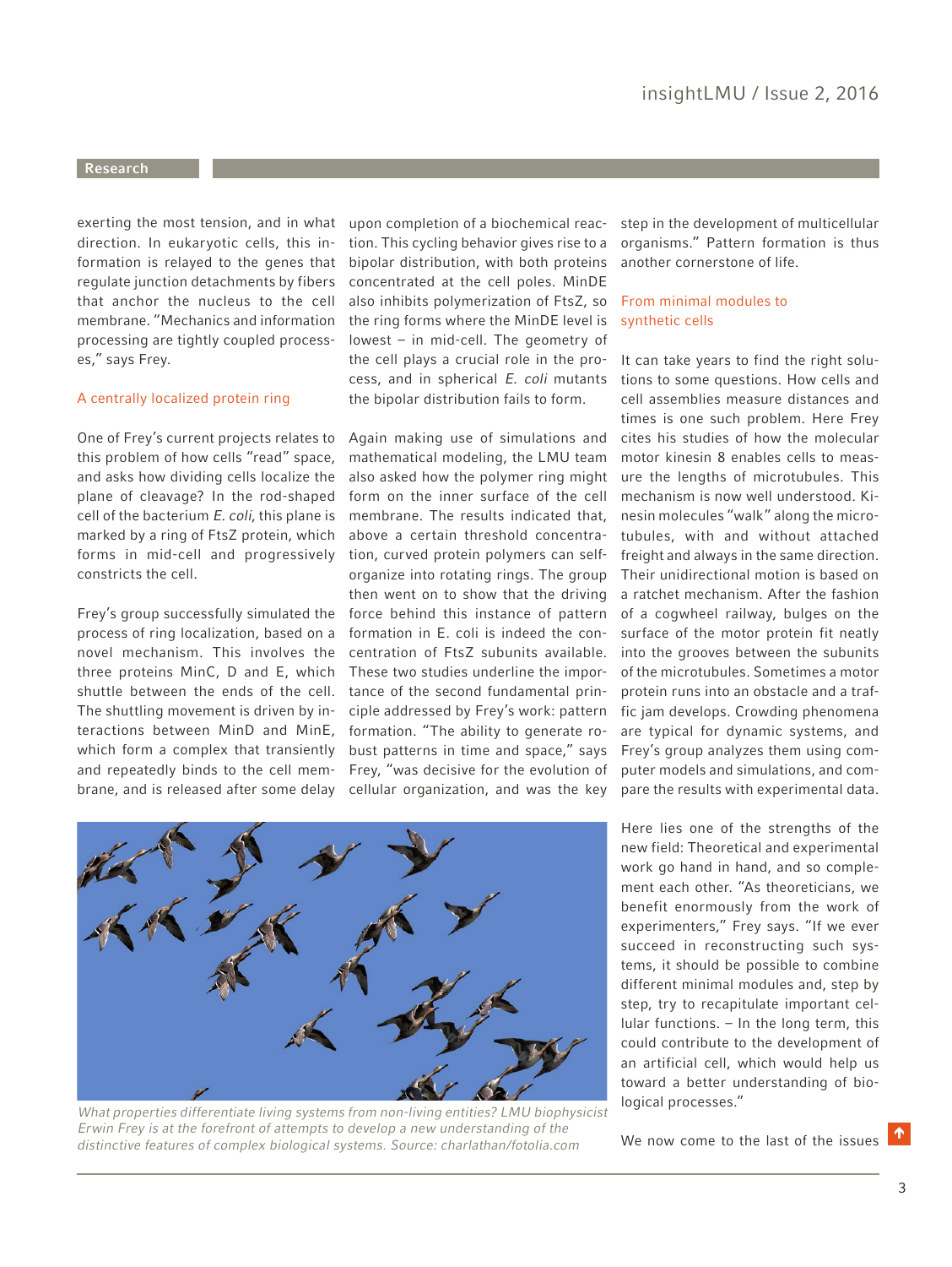exerting the most tension, and in what direction. In eukaryotic cells, this information is relayed to the genes that regulate junction detachments by fibers that anchor the nucleus to the cell membrane. "Mechanics and information processing are tightly coupled processes," says Frey.

### A centrally localized protein ring

One of Frey's current projects relates to this problem of how cells "read" space, and asks how dividing cells localize the plane of cleavage? In the rod-shaped cell of the bacterium *E. coli*, this plane is marked by a ring of FtsZ protein, which forms in mid-cell and progressively constricts the cell.

Frey's group successfully simulated the process of ring localization, based on a novel mechanism. This involves the three proteins MinC, D and E, which shuttle between the ends of the cell. The shuttling movement is driven by interactions between MinD and MinE, which form a complex that transiently and repeatedly binds to the cell membrane, and is released after some delay upon completion of a biochemical reaction. This cycling behavior gives rise to a bipolar distribution, with both proteins concentrated at the cell poles. MinDE also inhibits polymerization of FtsZ, so the ring forms where the MinDE level is lowest – in mid-cell. The geometry of the cell plays a crucial role in the process, and in spherical *E. coli* mutants the bipolar distribution fails to form.

Again making use of simulations and mathematical modeling, the LMU team also asked how the polymer ring might form on the inner surface of the cell membrane. The results indicated that, above a certain threshold concentration, curved protein polymers can self-organize into rotating rings. The group then went on to show that the driving force behind this instance of pattern formation in E. coli is indeed the concentration of FtsZ subunits available. These two studies underline the importance of the second fundamental principle addressed by Frey's work: pattern formation. "The ability to generate robust patterns in time and space," says Frey, "was decisive for the evolution of cellular organization, and was the key step in the development of multicellular organisms." Pattern formation is thus another cornerstone of life.

### From minimal modules to synthetic cells

It can take years to find the right solutions to some questions. How cells and cell assemblies measure distances and times is one such problem. Here Frey cites his studies of how the molecular motor kinesin 8 enables cells to measure the lengths of microtubules. This mechanism is now well understood. Kinesin molecules "walk" along the microtubules, with and without attached freight and always in the same direction. Their unidirectional motion is based on a ratchet mechanism. After the fashion of a cogwheel railway, bulges on the surface of the motor protein fit neatly into the grooves between the subunits of the microtubules. Sometimes a motor protein runs into an obstacle and a traffic jam develops. Crowding phenomena are typical for dynamic systems, and Frey's group analyzes them using computer models and simulations, and compare the results with experimental data.

*What properties differentiate living systems from non-living entities? LMU biophysicist Erwin Frey is at the forefront of attempts to develop a new understanding of the distinctive features of complex biological systems. Source: charlathan/fotolia.com*

Here lies one of the strengths of the new field: Theoretical and experimental work go hand in hand, and so complement each other. "As theoreticians, we benefit enormously from the work of experimenters," Frey says. "If we ever succeed in reconstructing such systems, it should be possible to combine different minimal modules and, step by step, try to recapitulate important cellular functions. – In the long term, this could contribute to the development of an artificial cell, which would help us toward a better understanding of biological processes."

We now come to the last of the issues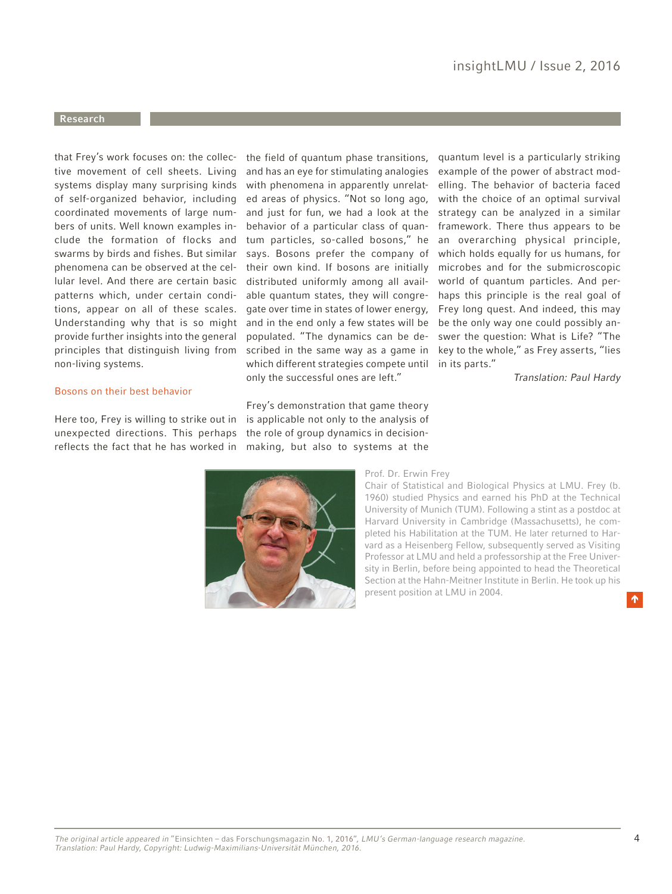that Frey's work focuses on: the collective movement of cell sheets. Living systems display many surprising kinds of self-organized behavior, including coordinated movements of large numbers of units. Well known examples include the formation of flocks and swarms by birds and fishes. But similar phenomena can be observed at the cellular level. And there are certain basic patterns which, under certain conditions, appear on all of these scales. Understanding why that is so might provide further insights into the general principles that distinguish living from non-living systems.

## Bosons on their best behavior

Here too, Frey is willing to strike out in unexpected directions. This perhaps reflects the fact that he has worked in the field of quantum phase transitions, and has an eye for stimulating analogies with phenomena in apparently unrelated areas of physics. "Not so long ago, and just for fun, we had a look at the behavior of a particular class of quantum particles, so-called bosons," he says. Bosons prefer the company of their own kind. If bosons are initially distributed uniformly among all available quantum states, they will congregate over time in states of lower energy, and in the end only a few states will be populated. "The dynamics can be described in the same way as a game in which different strategies compete until only the successful ones are left."

Frey's demonstration that game theory is applicable not only to the analysis of the role of group dynamics in decision-making, but also to systems at the quantum level is a particularly striking example of the power of abstract modelling. The behavior of bacteria faced with the choice of an optimal survival strategy can be analyzed in a similar framework. There thus appears to be an overarching physical principle, which holds equally for us humans, for microbes and for the submicroscopic world of quantum particles. And perhaps this principle is the real goal of Frey long quest. And indeed, this may be the only way one could possibly answer the question: What is Life? "The key to the whole," as Frey asserts, "lies in its parts."

*Translation: Paul Hardy*

Prof. Dr. Erwin Frey
Chair of Statistical and Biological Physics at LMU. Frey (b. 1960) studied Physics and earned his PhD at the Technical University of Munich (TUM). Following a stint as a postdoc at Harvard University in Cambridge (Massachusetts), he completed his Habilitation at the TUM. He later returned to Harvard as a Heisenberg Fellow, subsequently served as Visiting Professor at LMU and held a professorship at the Free University in Berlin, before being appointed to head the Theoretical Section at the Hahn-Meitner Institute in Berlin. He took up his present position at LMU in 2004.

*The original article appeared in* "Einsichten – das Forschungsmagazin No. 1, 2016", *LMU's German-language research magazine.*
*Translation: Paul Hardy, Copyright: Ludwig-Maximilians-Universität München, 2016.*